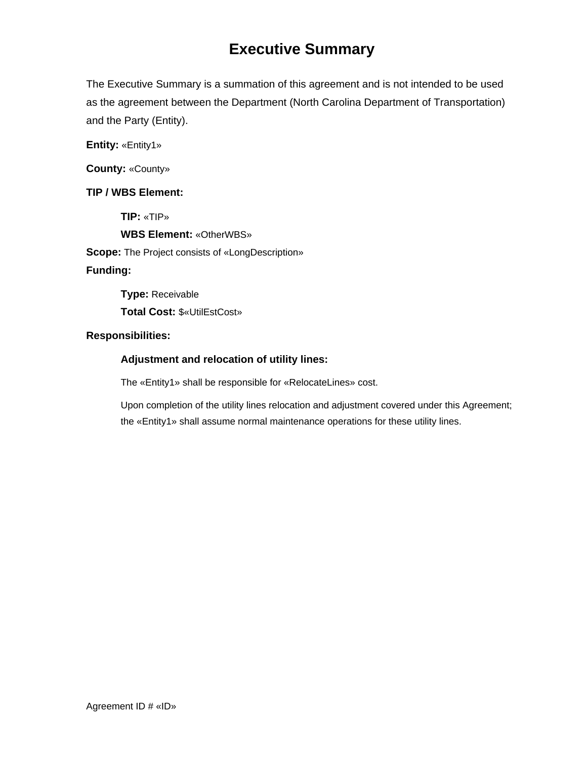# Executive Summary

The Executive Summary is a summation of this agreement and is not intended to be used as the agreement between the Department (North Carolina Department of Transportation) and the Party (Entity).

**Entity:** «Entity1»

**County:** «County»

**TIP / WBS Element:**

**TIP:** «TIP»

**WBS Element:** «OtherWBS»

**Scope:** The Project consists of «LongDescription»

**Funding:**

**Type:** Receivable

**Total Cost:** $«UtilEstCost»

**Responsibilities:**

**Adjustment and relocation of utility lines:**

The «Entity1» shall be responsible for «RelocateLines» cost.

Upon completion of the utility lines relocation and adjustment covered under this Agreement; the «Entity1» shall assume normal maintenance operations for these utility lines.

Agreement ID # «ID»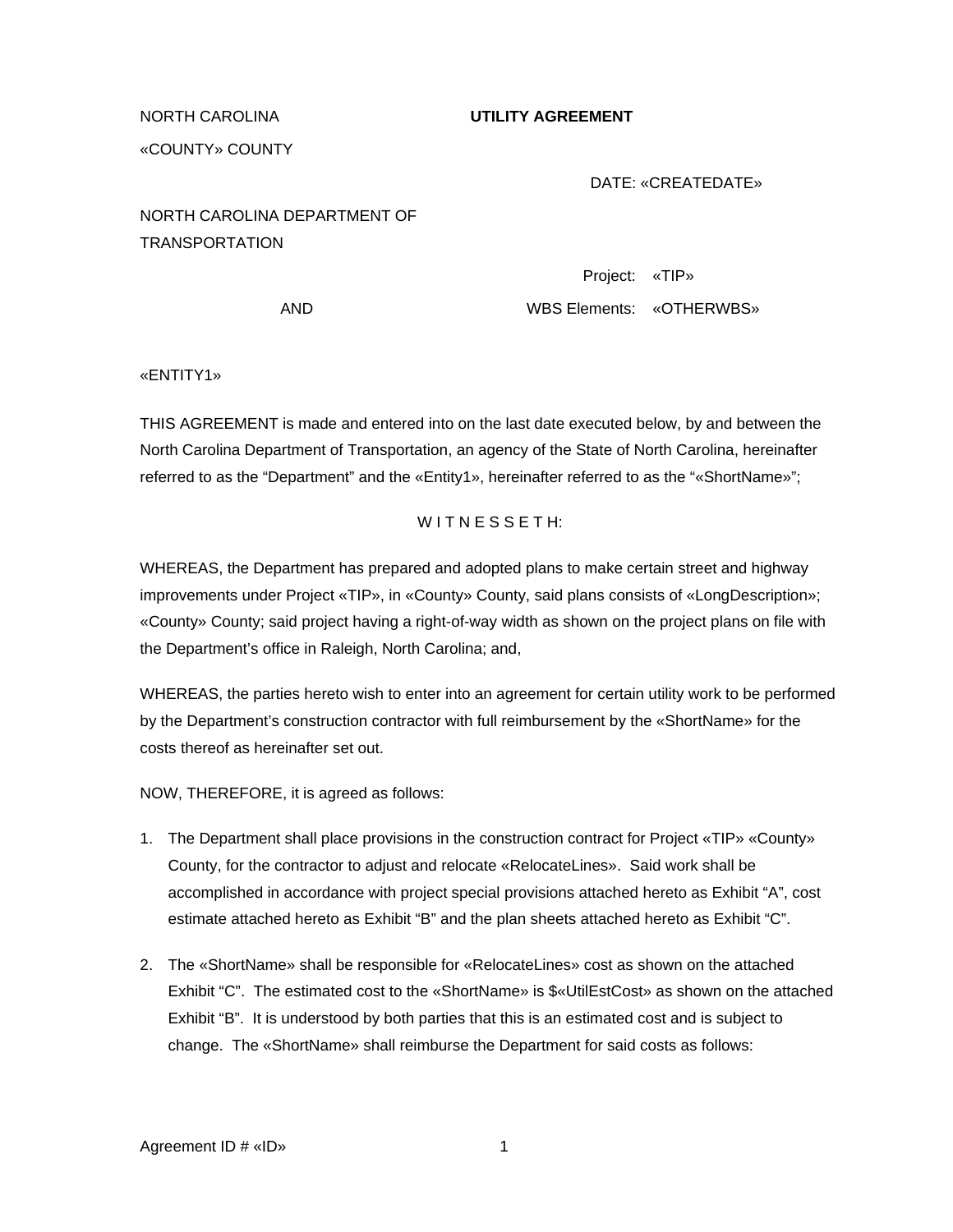NORTH CAROLINA **UTILITY AGREEMENT**

«COUNTY» COUNTY

DATE: «CREATEDATE»

NORTH CAROLINA DEPARTMENT OF TRANSPORTATION

Project: «TIP»

AND

WBS Elements: «OTHERWBS»

«ENTITY1»

THIS AGREEMENT is made and entered into on the last date executed below, by and between the North Carolina Department of Transportation, an agency of the State of North Carolina, hereinafter referred to as the "Department" and the «Entity1», hereinafter referred to as the "«ShortName»";

W I T N E S S E T H:

WHEREAS, the Department has prepared and adopted plans to make certain street and highway improvements under Project «TIP», in «County» County, said plans consists of «LongDescription»; «County» County; said project having a right-of-way width as shown on the project plans on file with the Department's office in Raleigh, North Carolina; and,

WHEREAS, the parties hereto wish to enter into an agreement for certain utility work to be performed by the Department's construction contractor with full reimbursement by the «ShortName» for the costs thereof as hereinafter set out.

NOW, THEREFORE, it is agreed as follows:

1. The Department shall place provisions in the construction contract for Project «TIP» «County» County, for the contractor to adjust and relocate «RelocateLines». Said work shall be accomplished in accordance with project special provisions attached hereto as Exhibit "A", cost estimate attached hereto as Exhibit "B" and the plan sheets attached hereto as Exhibit "C".

2. The «ShortName» shall be responsible for «RelocateLines» cost as shown on the attached Exhibit "C". The estimated cost to the «ShortName» is $«UtilEstCost» as shown on the attached Exhibit "B". It is understood by both parties that this is an estimated cost and is subject to change. The «ShortName» shall reimburse the Department for said costs as follows:

Agreement ID # «ID»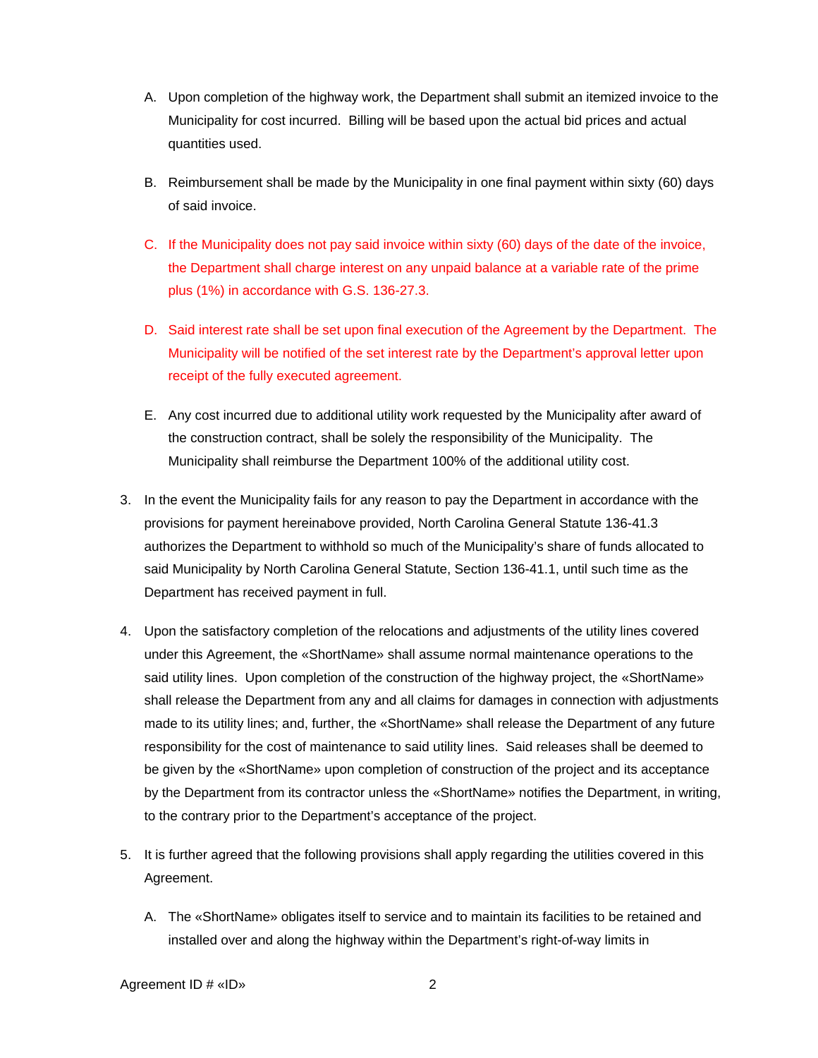A. Upon completion of the highway work, the Department shall submit an itemized invoice to the Municipality for cost incurred. Billing will be based upon the actual bid prices and actual quantities used.

B. Reimbursement shall be made by the Municipality in one final payment within sixty (60) days of said invoice.

C. If the Municipality does not pay said invoice within sixty (60) days of the date of the invoice, the Department shall charge interest on any unpaid balance at a variable rate of the prime plus (1%) in accordance with G.S. 136-27.3.

D. Said interest rate shall be set upon final execution of the Agreement by the Department. The Municipality will be notified of the set interest rate by the Department's approval letter upon receipt of the fully executed agreement.

E. Any cost incurred due to additional utility work requested by the Municipality after award of the construction contract, shall be solely the responsibility of the Municipality. The Municipality shall reimburse the Department 100% of the additional utility cost.

3. In the event the Municipality fails for any reason to pay the Department in accordance with the provisions for payment hereinabove provided, North Carolina General Statute 136-41.3 authorizes the Department to withhold so much of the Municipality's share of funds allocated to said Municipality by North Carolina General Statute, Section 136-41.1, until such time as the Department has received payment in full.

4. Upon the satisfactory completion of the relocations and adjustments of the utility lines covered under this Agreement, the «ShortName» shall assume normal maintenance operations to the said utility lines. Upon completion of the construction of the highway project, the «ShortName» shall release the Department from any and all claims for damages in connection with adjustments made to its utility lines; and, further, the «ShortName» shall release the Department of any future responsibility for the cost of maintenance to said utility lines. Said releases shall be deemed to be given by the «ShortName» upon completion of construction of the project and its acceptance by the Department from its contractor unless the «ShortName» notifies the Department, in writing, to the contrary prior to the Department's acceptance of the project.

5. It is further agreed that the following provisions shall apply regarding the utilities covered in this Agreement.

   A. The «ShortName» obligates itself to service and to maintain its facilities to be retained and installed over and along the highway within the Department's right-of-way limits in

Agreement ID # «ID»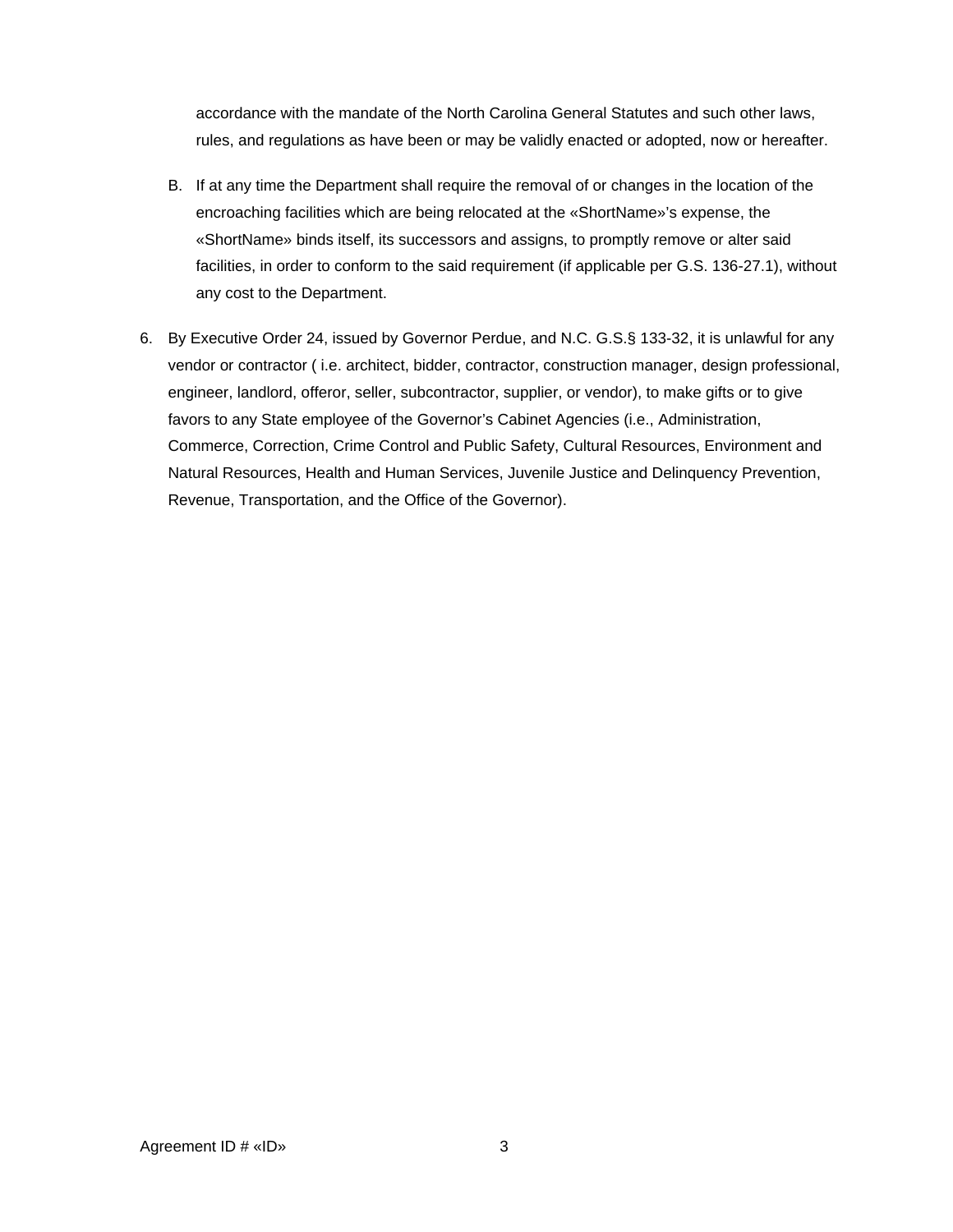accordance with the mandate of the North Carolina General Statutes and such other laws, rules, and regulations as have been or may be validly enacted or adopted, now or hereafter.

B. If at any time the Department shall require the removal of or changes in the location of the encroaching facilities which are being relocated at the «ShortName»'s expense, the «ShortName» binds itself, its successors and assigns, to promptly remove or alter said facilities, in order to conform to the said requirement (if applicable per G.S. 136-27.1), without any cost to the Department.

6. By Executive Order 24, issued by Governor Perdue, and N.C. G.S.§ 133-32, it is unlawful for any vendor or contractor ( i.e. architect, bidder, contractor, construction manager, design professional, engineer, landlord, offeror, seller, subcontractor, supplier, or vendor), to make gifts or to give favors to any State employee of the Governor's Cabinet Agencies (i.e., Administration, Commerce, Correction, Crime Control and Public Safety, Cultural Resources, Environment and Natural Resources, Health and Human Services, Juvenile Justice and Delinquency Prevention, Revenue, Transportation, and the Office of the Governor).

Agreement ID # «ID»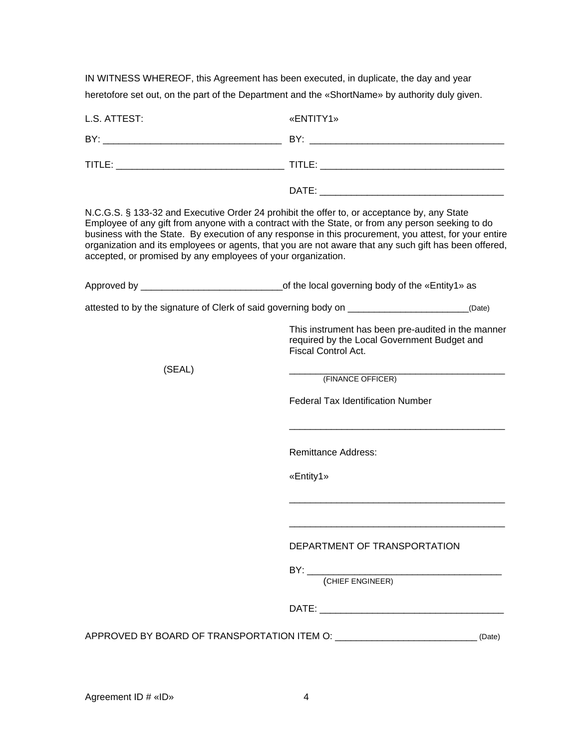IN WITNESS WHEREOF, this Agreement has been executed, in duplicate, the day and year heretofore set out, on the part of the Department and the «ShortName» by authority duly given.

| | |
|---|---|
| L.S. ATTEST: | «ENTITY1» |
| BY: _________________________________ | BY: ____________________________________ |
| TITLE: _______________________________ | TITLE: __________________________________ |
| | DATE: __________________________________ |

N.C.G.S. § 133-32 and Executive Order 24 prohibit the offer to, or acceptance by, any State Employee of any gift from anyone with a contract with the State, or from any person seeking to do business with the State. By execution of any response in this procurement, you attest, for your entire organization and its employees or agents, that you are not aware that any such gift has been offered, accepted, or promised by any employees of your organization.

Approved by __________________________of the local governing body of the «Entity1» as

attested to by the signature of Clerk of said governing body on ______________________(Date)

This instrument has been pre-audited in the manner required by the Local Government Budget and Fiscal Control Act.

(SEAL)

_________________________________________
(FINANCE OFFICER)

Federal Tax Identification Number

_________________________________________

Remittance Address:

«Entity1»

_________________________________________

_________________________________________

DEPARTMENT OF TRANSPORTATION

BY: ____________________________________
(CHIEF ENGINEER)

DATE: __________________________________

APPROVED BY BOARD OF TRANSPORTATION ITEM O: __________________________ (Date)

Agreement ID # «ID»